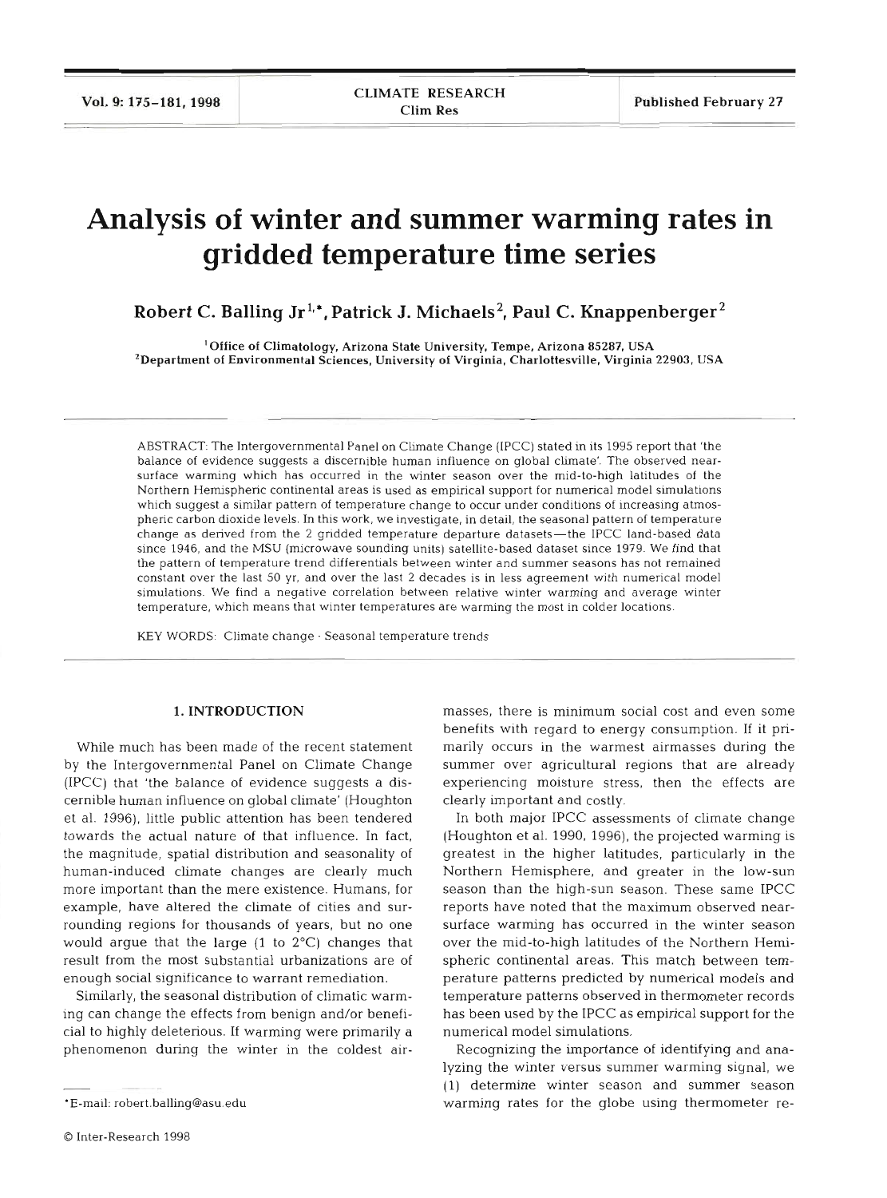# Analysis of winter and summer warming rates in gridded temperature time series

**Robert C. Balling Jr[1,*], Patrick J. Michaels[2], Paul C. Knappenberger[2]**

[1]Office of Climatology, Arizona State University, Tempe, Arizona 85287, USA
[2]Department of Environmental Sciences, University of Virginia, Charlottesville, Virginia 22903, USA

ABSTRACT: The Intergovernmental Panel on Climate Change (IPCC) stated in its 1995 report that 'the balance of evidence suggests a discernible human influence on global climate'. The observed near-surface warming which has occurred in the winter season over the mid-to-high latitudes of the Northern Hemispheric continental areas is used as empirical support for numerical model simulations which suggest a similar pattern of temperature change to occur under conditions of increasing atmospheric carbon dioxide levels. In this work, we investigate, in detail, the seasonal pattern of temperature change as derived from the 2 gridded temperature departure datasets—the IPCC land-based data since 1946, and the MSU (microwave sounding units) satellite-based dataset since 1979. We find that the pattern of temperature trend differentials between winter and summer seasons has not remained constant over the last 50 yr, and over the last 2 decades is in less agreement with numerical model simulations. We find a negative correlation between relative winter warming and average winter temperature, which means that winter temperatures are warming the most in colder locations.

KEY WORDS: Climate change · Seasonal temperature trends

## 1. INTRODUCTION

While much has been made of the recent statement by the Intergovernmental Panel on Climate Change (IPCC) that 'the balance of evidence suggests a discernible human influence on global climate' (Houghton et al. 1996), little public attention has been tendered towards the actual nature of that influence. In fact, the magnitude, spatial distribution and seasonality of human-induced climate changes are clearly much more important than the mere existence. Humans, for example, have altered the climate of cities and surrounding regions for thousands of years, but no one would argue that the large (1 to 2°C) changes that result from the most substantial urbanizations are of enough social significance to warrant remediation.

Similarly, the seasonal distribution of climatic warming can change the effects from benign and/or beneficial to highly deleterious. If warming were primarily a phenomenon during the winter in the coldest airmasses, there is minimum social cost and even some benefits with regard to energy consumption. If it primarily occurs in the warmest airmasses during the summer over agricultural regions that are already experiencing moisture stress, then the effects are clearly important and costly.

In both major IPCC assessments of climate change (Houghton et al. 1990, 1996), the projected warming is greatest in the higher latitudes, particularly in the Northern Hemisphere, and greater in the low-sun season than the high-sun season. These same IPCC reports have noted that the maximum observed near-surface warming has occurred in the winter season over the mid-to-high latitudes of the Northern Hemispheric continental areas. This match between temperature patterns predicted by numerical models and temperature patterns observed in thermometer records has been used by the IPCC as empirical support for the numerical model simulations.

Recognizing the importance of identifying and analyzing the winter versus summer warming signal, we (1) determine winter season and summer season warming rates for the globe using thermometer re-

*E-mail: robert.balling@asu.edu

© Inter-Research 1998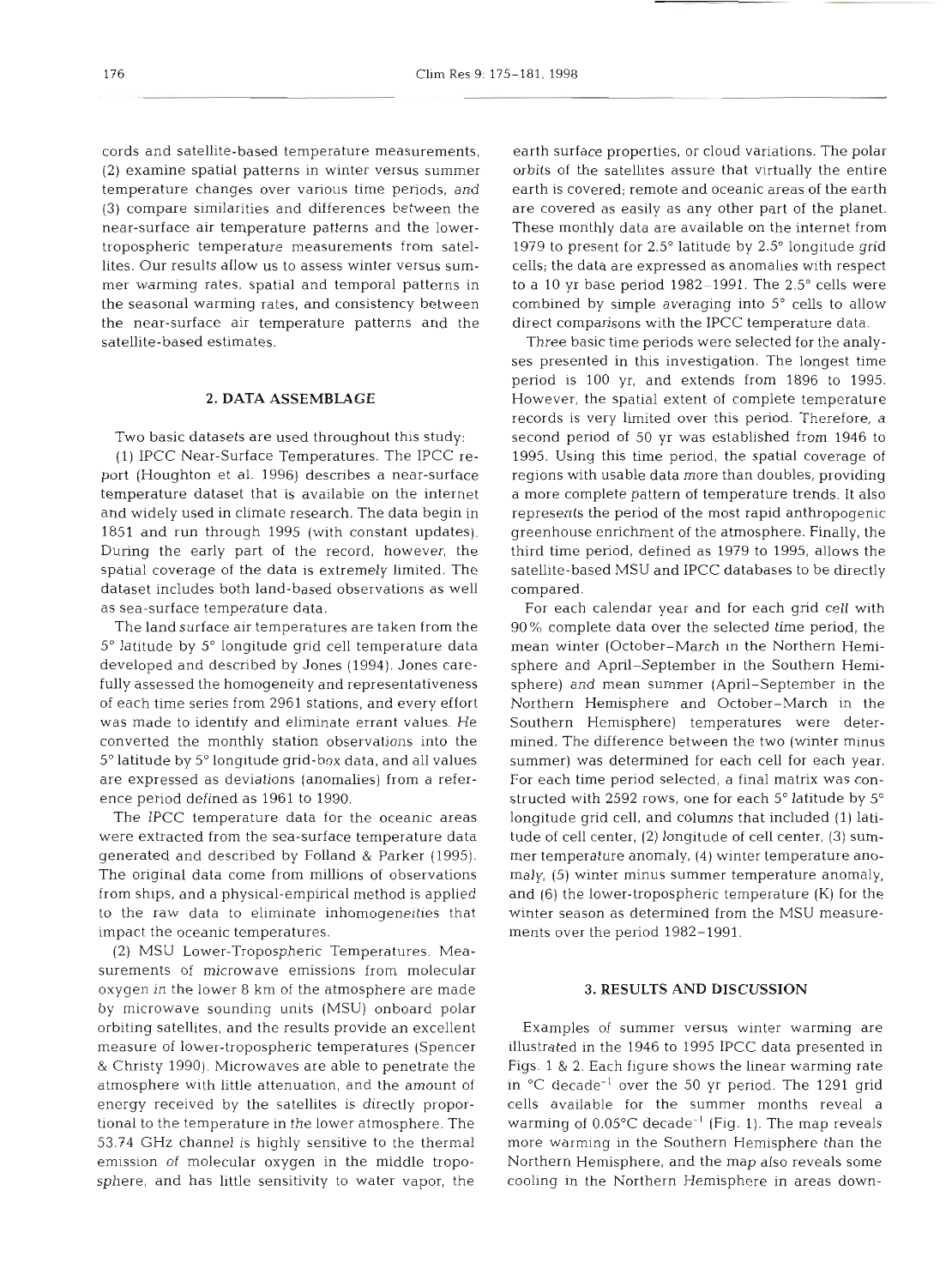cords and satellite-based temperature measurements, (2) examine spatial patterns in winter versus summer temperature changes over various time periods, and (3) compare similarities and differences between the near-surface air temperature patterns and the lower-tropospheric temperature measurements from satellites. Our results allow us to assess winter versus summer warming rates, spatial and temporal patterns in the seasonal warming rates, and consistency between the near-surface air temperature patterns and the satellite-based estimates.

## 2. DATA ASSEMBLAGE

Two basic datasets are used throughout this study:

(1) IPCC Near-Surface Temperatures. The IPCC report (Houghton et al. 1996) describes a near-surface temperature dataset that is available on the internet and widely used in climate research. The data begin in 1851 and run through 1995 (with constant updates). During the early part of the record, however, the spatial coverage of the data is extremely limited. The dataset includes both land-based observations as well as sea-surface temperature data.

The land surface air temperatures are taken from the 5° latitude by 5° longitude grid cell temperature data developed and described by Jones (1994). Jones carefully assessed the homogeneity and representativeness of each time series from 2961 stations, and every effort was made to identify and eliminate errant values. He converted the monthly station observations into the 5° latitude by 5° longitude grid-box data, and all values are expressed as deviations (anomalies) from a reference period defined as 1961 to 1990.

The IPCC temperature data for the oceanic areas were extracted from the sea-surface temperature data generated and described by Folland & Parker (1995). The original data come from millions of observations from ships, and a physical-empirical method is applied to the raw data to eliminate inhomogeneities that impact the oceanic temperatures.

(2) MSU Lower-Tropospheric Temperatures. Measurements of microwave emissions from molecular oxygen in the lower 8 km of the atmosphere are made by microwave sounding units (MSU) onboard polar orbiting satellites, and the results provide an excellent measure of lower-tropospheric temperatures (Spencer & Christy 1990). Microwaves are able to penetrate the atmosphere with little attenuation, and the amount of energy received by the satellites is directly proportional to the temperature in the lower atmosphere. The 53.74 GHz channel is highly sensitive to the thermal emission of molecular oxygen in the middle troposphere, and has little sensitivity to water vapor, the earth surface properties, or cloud variations. The polar orbits of the satellites assure that virtually the entire earth is covered; remote and oceanic areas of the earth are covered as easily as any other part of the planet. These monthly data are available on the internet from 1979 to present for 2.5° latitude by 2.5° longitude grid cells; the data are expressed as anomalies with respect to a 10 yr base period 1982–1991. The 2.5° cells were combined by simple averaging into 5° cells to allow direct comparisons with the IPCC temperature data.

Three basic time periods were selected for the analyses presented in this investigation. The longest time period is 100 yr, and extends from 1896 to 1995. However, the spatial extent of complete temperature records is very limited over this period. Therefore, a second period of 50 yr was established from 1946 to 1995. Using this time period, the spatial coverage of regions with usable data more than doubles, providing a more complete pattern of temperature trends. It also represents the period of the most rapid anthropogenic greenhouse enrichment of the atmosphere. Finally, the third time period, defined as 1979 to 1995, allows the satellite-based MSU and IPCC databases to be directly compared.

For each calendar year and for each grid cell with 90% complete data over the selected time period, the mean winter (October–March in the Northern Hemisphere and April–September in the Southern Hemisphere) and mean summer (April–September in the Northern Hemisphere and October–March in the Southern Hemisphere) temperatures were determined. The difference between the two (winter minus summer) was determined for each cell for each year. For each time period selected, a final matrix was constructed with 2592 rows, one for each 5° latitude by 5° longitude grid cell, and columns that included (1) latitude of cell center, (2) longitude of cell center, (3) summer temperature anomaly, (4) winter temperature anomaly, (5) winter minus summer temperature anomaly, and (6) the lower-tropospheric temperature (K) for the winter season as determined from the MSU measurements over the period 1982–1991.

## 3. RESULTS AND DISCUSSION

Examples of summer versus winter warming are illustrated in the 1946 to 1995 IPCC data presented in Figs. 1 & 2. Each figure shows the linear warming rate in °C decade$^{-1}$ over the 50 yr period. The 1291 grid cells available for the summer months reveal a warming of 0.05°C decade$^{-1}$ (Fig. 1). The map reveals more warming in the Southern Hemisphere than the Northern Hemisphere, and the map also reveals some cooling in the Northern Hemisphere in areas down-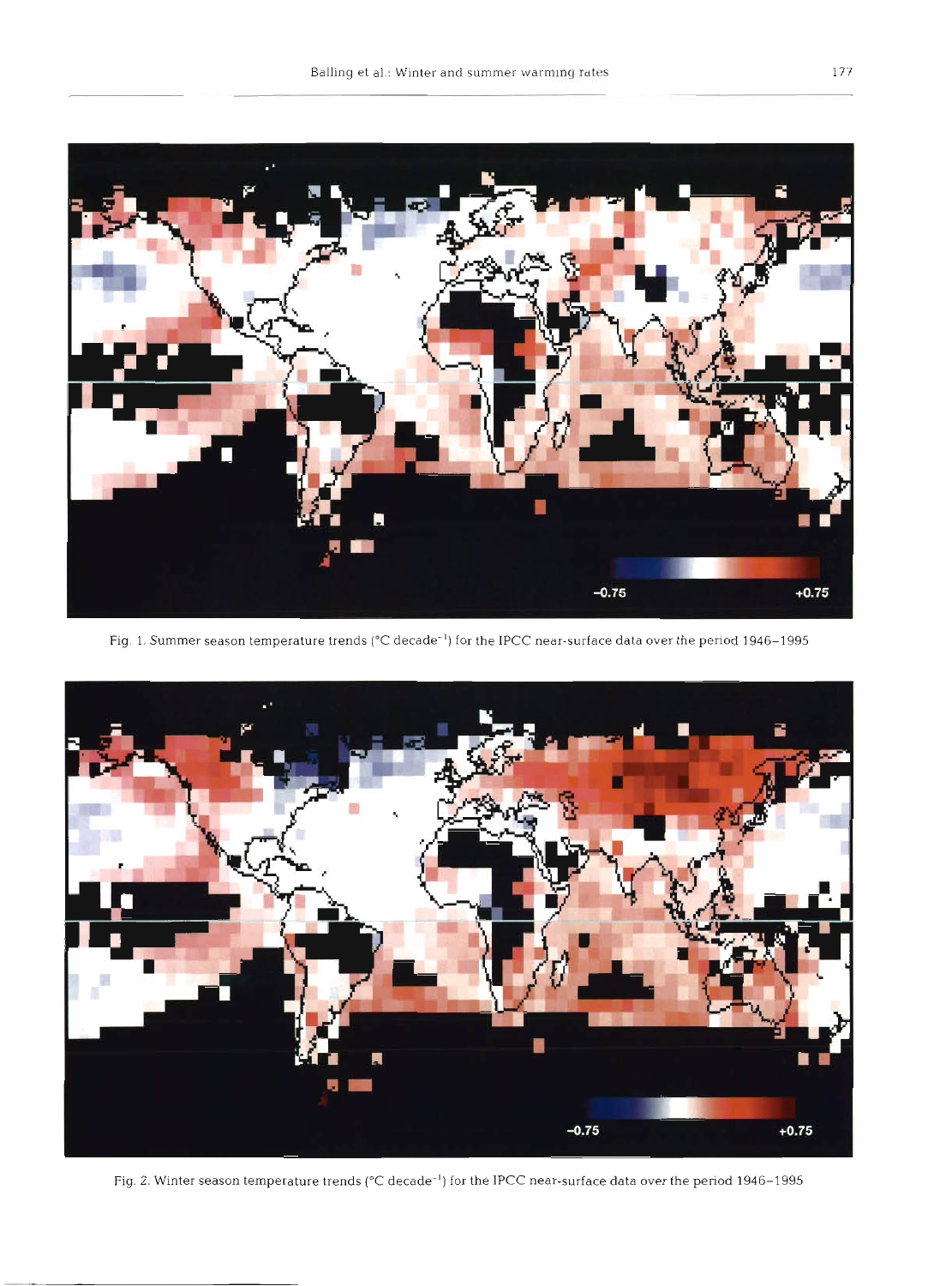Fig. 1. Summer season temperature trends (°C $decade^{-1}$) for the IPCC near-surface data over the period 1946–1995

Fig. 2. Winter season temperature trends (°C $decade^{-1}$) for the IPCC near-surface data over the period 1946–1995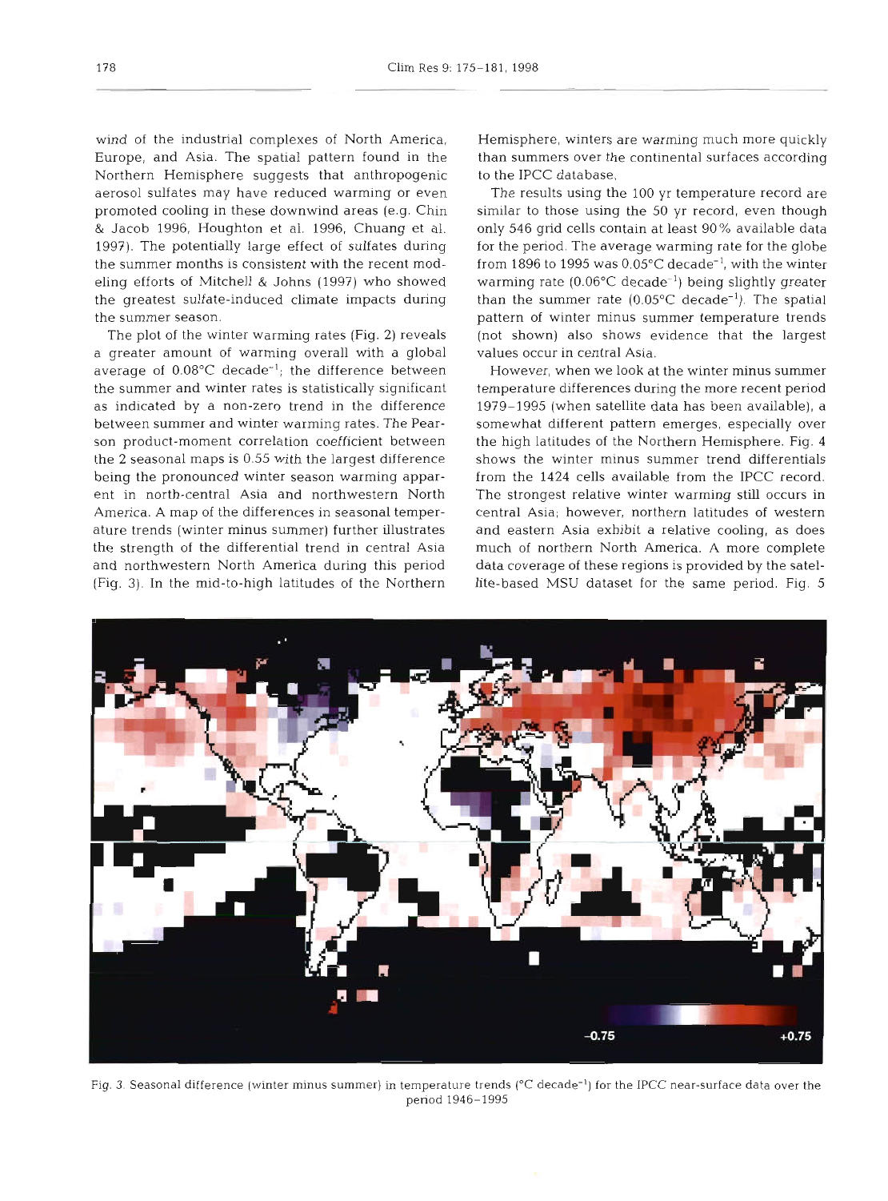wind of the industrial complexes of North America, Europe, and Asia. The spatial pattern found in the Northern Hemisphere suggests that anthropogenic aerosol sulfates may have reduced warming or even promoted cooling in these downwind areas (e.g. Chin & Jacob 1996, Houghton et al. 1996, Chuang et al. 1997). The potentially large effect of sulfates during the summer months is consistent with the recent modeling efforts of Mitchell & Johns (1997) who showed the greatest sulfate-induced climate impacts during the summer season.

The plot of the winter warming rates (Fig. 2) reveals a greater amount of warming overall with a global average of 0.08°C decade$^{-1}$; the difference between the summer and winter rates is statistically significant as indicated by a non-zero trend in the difference between summer and winter warming rates. The Pearson product-moment correlation coefficient between the 2 seasonal maps is 0.55 with the largest difference being the pronounced winter season warming apparent in north-central Asia and northwestern North America. A map of the differences in seasonal temperature trends (winter minus summer) further illustrates the strength of the differential trend in central Asia and northwestern North America during this period (Fig. 3). In the mid-to-high latitudes of the Northern Hemisphere, winters are warming much more quickly than summers over the continental surfaces according to the IPCC database.

The results using the 100 yr temperature record are similar to those using the 50 yr record, even though only 546 grid cells contain at least 90% available data for the period. The average warming rate for the globe from 1896 to 1995 was 0.05°C decade$^{-1}$, with the winter warming rate (0.06°C decade$^{-1}$) being slightly greater than the summer rate (0.05°C decade$^{-1}$). The spatial pattern of winter minus summer temperature trends (not shown) also shows evidence that the largest values occur in central Asia.

However, when we look at the winter minus summer temperature differences during the more recent period 1979–1995 (when satellite data has been available), a somewhat different pattern emerges, especially over the high latitudes of the Northern Hemisphere. Fig. 4 shows the winter minus summer trend differentials from the 1424 cells available from the IPCC record. The strongest relative winter warming still occurs in central Asia; however, northern latitudes of western and eastern Asia exhibit a relative cooling, as does much of northern North America. A more complete data coverage of these regions is provided by the satellite-based MSU dataset for the same period. Fig. 5

Fig. 3. Seasonal difference (winter minus summer) in temperature trends (°C decade$^{-1}$) for the IPCC near-surface data over the period 1946–1995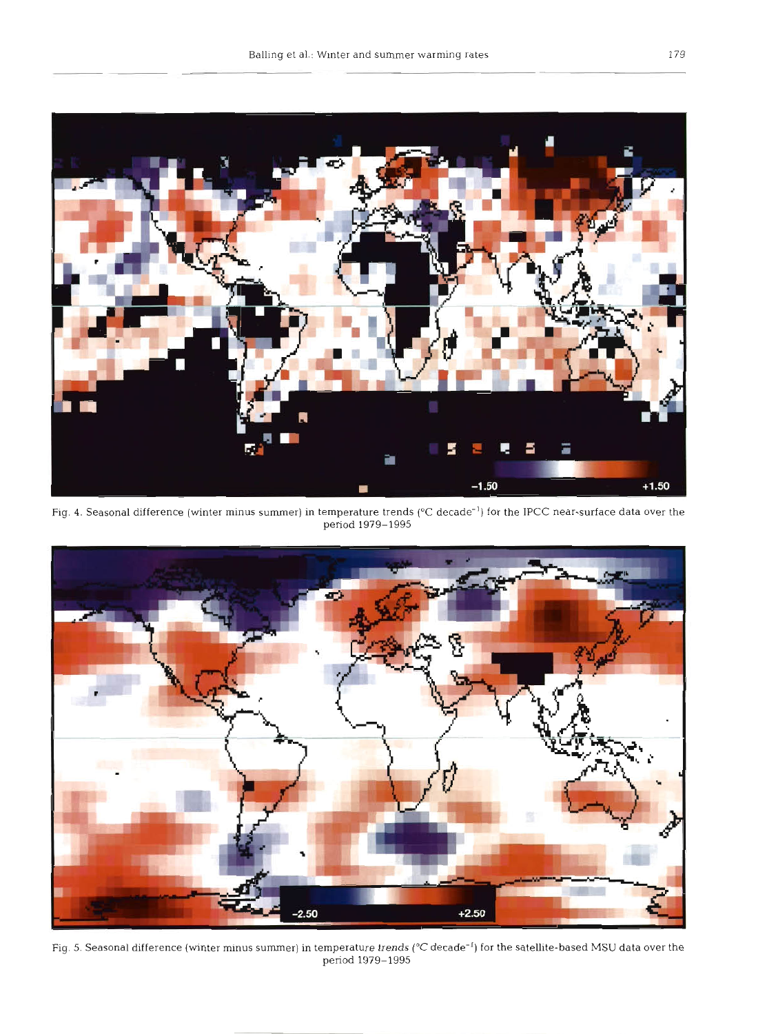Fig. 4. Seasonal difference (winter minus summer) in temperature trends (°C decade$^{-1}$) for the IPCC near-surface data over the period 1979–1995

Fig. 5. Seasonal difference (winter minus summer) in temperature trends (°C decade$^{-1}$) for the satellite-based MSU data over the period 1979–1995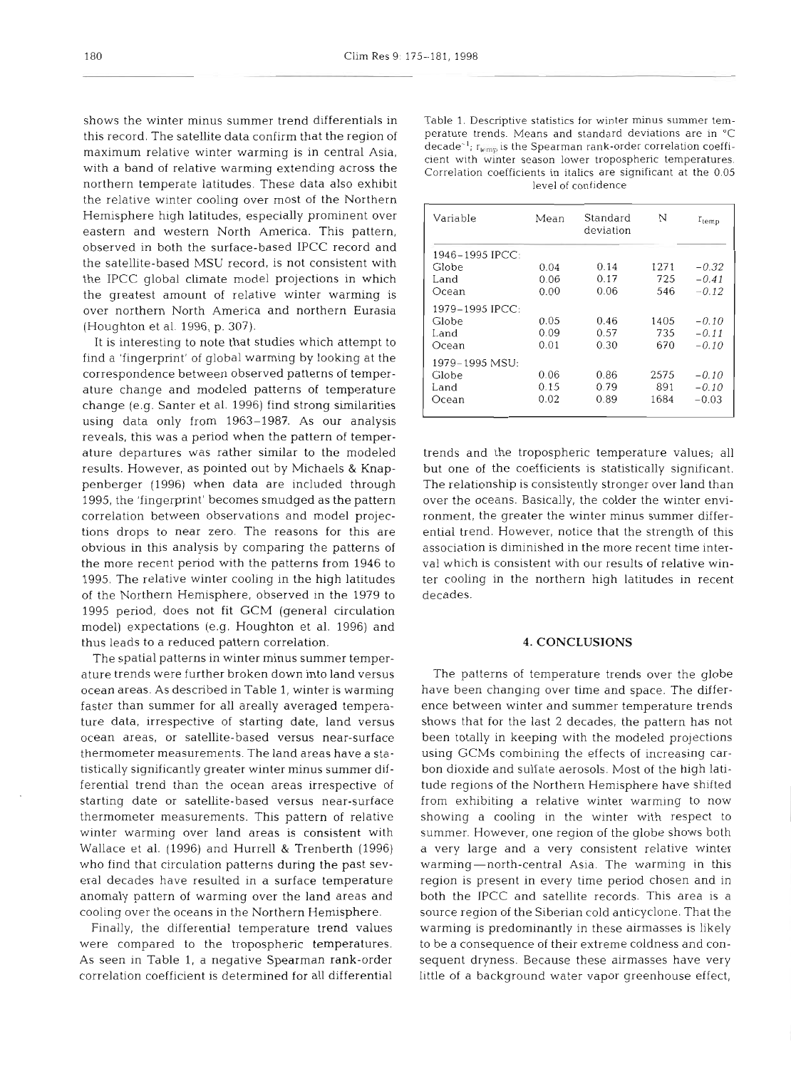shows the winter minus summer trend differentials in this record. The satellite data confirm that the region of maximum relative winter warming is in central Asia, with a band of relative warming extending across the northern temperate latitudes. These data also exhibit the relative winter cooling over most of the Northern Hemisphere high latitudes, especially prominent over eastern and western North America. This pattern, observed in both the surface-based IPCC record and the satellite-based MSU record, is not consistent with the IPCC global climate model projections in which the greatest amount of relative winter warming is over northern North America and northern Eurasia (Houghton et al. 1996, p. 307).

It is interesting to note that studies which attempt to find a 'fingerprint' of global warming by looking at the correspondence between observed patterns of temperature change and modeled patterns of temperature change (e.g. Santer et al. 1996) find strong similarities using data only from 1963–1987. As our analysis reveals, this was a period when the pattern of temperature departures was rather similar to the modeled results. However, as pointed out by Michaels & Knappenberger (1996) when data are included through 1995, the 'fingerprint' becomes smudged as the pattern correlation between observations and model projections drops to near zero. The reasons for this are obvious in this analysis by comparing the patterns of the more recent period with the patterns from 1946 to 1995. The relative winter cooling in the high latitudes of the Northern Hemisphere, observed in the 1979 to 1995 period, does not fit GCM (general circulation model) expectations (e.g. Houghton et al. 1996) and thus leads to a reduced pattern correlation.

The spatial patterns in winter minus summer temperature trends were further broken down into land versus ocean areas. As described in Table 1, winter is warming faster than summer for all areally averaged temperature data, irrespective of starting date, land versus ocean areas, or satellite-based versus near-surface thermometer measurements. The land areas have a statistically significantly greater winter minus summer differential trend than the ocean areas irrespective of starting date or satellite-based versus near-surface thermometer measurements. This pattern of relative winter warming over land areas is consistent with Wallace et al. (1996) and Hurrell & Trenberth (1996) who find that circulation patterns during the past several decades have resulted in a surface temperature anomaly pattern of warming over the land areas and cooling over the oceans in the Northern Hemisphere.

Finally, the differential temperature trend values were compared to the tropospheric temperatures. As seen in Table 1, a negative Spearman rank-order correlation coefficient is determined for all differential trends and the tropospheric temperature values; all but one of the coefficients is statistically significant. The relationship is consistently stronger over land than over the oceans. Basically, the colder the winter environment, the greater the winter minus summer differential trend. However, notice that the strength of this association is diminished in the more recent time interval which is consistent with our results of relative winter cooling in the northern high latitudes in recent decades.

Table 1. Descriptive statistics for winter minus summer temperature trends. Means and standard deviations are in °C decade$^{-1}$; $r_{temp}$ is the Spearman rank-order correlation coefficient with winter season lower tropospheric temperatures. Correlation coefficients in italics are significant at the 0.05 level of confidence

| Variable | Mean | Standard deviation | N | $r_{temp}$ |
|---|---|---|---|---|
| 1946–1995 IPCC: | | | | |
| Globe | 0.04 | 0.14 | 1271 | *−0.32* |
| Land | 0.06 | 0.17 | 725 | *−0.41* |
| Ocean | 0.00 | 0.06 | 546 | *−0.12* |
| 1979–1995 IPCC: | | | | |
| Globe | 0.05 | 0.46 | 1405 | *−0.10* |
| Land | 0.09 | 0.57 | 735 | *−0.11* |
| Ocean | 0.01 | 0.30 | 670 | *−0.10* |
| 1979–1995 MSU: | | | | |
| Globe | 0.06 | 0.86 | 2575 | *−0.10* |
| Land | 0.15 | 0.79 | 891 | *−0.10* |
| Ocean | 0.02 | 0.89 | 1684 | −0.03 |

## 4. CONCLUSIONS

The patterns of temperature trends over the globe have been changing over time and space. The difference between winter and summer temperature trends shows that for the last 2 decades, the pattern has not been totally in keeping with the modeled projections using GCMs combining the effects of increasing carbon dioxide and sulfate aerosols. Most of the high latitude regions of the Northern Hemisphere have shifted from exhibiting a relative winter warming to now showing a cooling in the winter with respect to summer. However, one region of the globe shows both a very large and a very consistent relative winter warming—north-central Asia. The warming in this region is present in every time period chosen and in both the IPCC and satellite records. This area is a source region of the Siberian cold anticyclone. That the warming is predominantly in these airmasses is likely to be a consequence of their extreme coldness and consequent dryness. Because these airmasses have very little of a background water vapor greenhouse effect,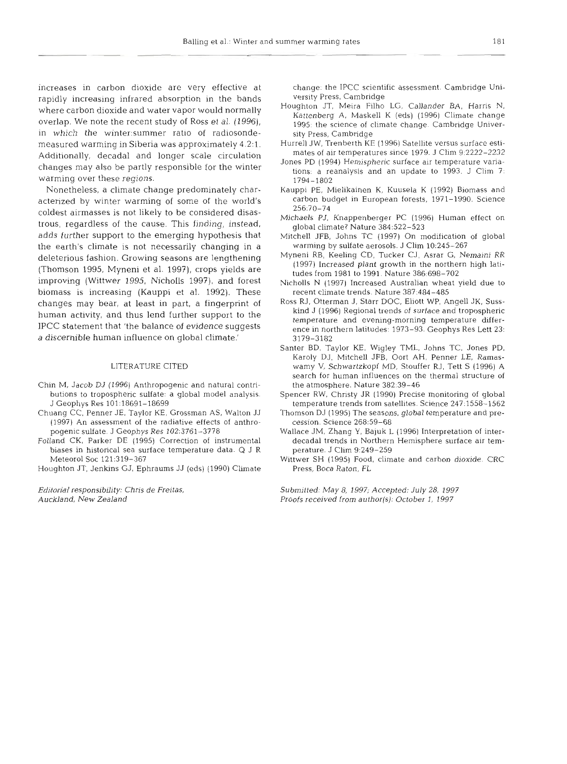increases in carbon dioxide are very effective at rapidly increasing infrared absorption in the bands where carbon dioxide and water vapor would normally overlap. We note the recent study of Ross et al. (1996), in which the winter:summer ratio of radiosonde-measured warming in Siberia was approximately 4.2:1. Additionally, decadal and longer scale circulation changes may also be partly responsible for the winter warming over these regions.

Nonetheless, a climate change predominately characterized by winter warming of some of the world's coldest airmasses is not likely to be considered disastrous, regardless of the cause. This finding, instead, adds further support to the emerging hypothesis that the earth's climate is not necessarily changing in a deleterious fashion. Growing seasons are lengthening (Thomson 1995, Myneni et al. 1997), crops yields are improving (Wittwer 1995, Nicholls 1997), and forest biomass is increasing (Kauppi et al. 1992). These changes may bear, at least in part, a fingerprint of human activity, and thus lend further support to the IPCC statement that 'the balance of evidence suggests a discernible human influence on global climate.'

## LITERATURE CITED

- Chin M, Jacob DJ (1996) Anthropogenic and natural contributions to tropospheric sulfate: a global model analysis. J Geophys Res 101:18691–18699
- Chuang CC, Penner JE, Taylor KE, Grossman AS, Walton JJ (1997) An assessment of the radiative effects of anthropogenic sulfate. J Geophys Res 102:3761–3778
- Folland CK, Parker DE (1995) Correction of instrumental biases in historical sea surface temperature data. Q J R Meteorol Soc 121:319–367
- Houghton JT, Jenkins GJ, Ephraums JJ (eds) (1990) Climate change: the IPCC scientific assessment. Cambridge University Press, Cambridge
- Houghton JT, Meira Filho LG, Callander BA, Harris N, Kattenberg A, Maskell K (eds) (1996) Climate change 1995: the science of climate change. Cambridge University Press, Cambridge
- Hurrell JW, Trenberth KE (1996) Satellite versus surface estimates of air temperatures since 1979. J Clim 9:2222–2232
- Jones PD (1994) Hemispheric surface air temperature variations: a reanalysis and an update to 1993. J Clim 7:1794–1802
- Kauppi PE, Mielikainen K, Kuusela K (1992) Biomass and carbon budget in European forests, 1971–1990. Science 256:70–74
- Michaels PJ, Knappenberger PC (1996) Human effect on global climate? Nature 384:522–523
- Mitchell JFB, Johns TC (1997) On modification of global warming by sulfate aerosols. J Clim 10:245–267
- Myneni RB, Keeling CD, Tucker CJ, Asrar G, Nemani RR (1997) Increased plant growth in the northern high latitudes from 1981 to 1991. Nature 386:698–702
- Nicholls N (1997) Increased Australian wheat yield due to recent climate trends. Nature 387:484–485
- Ross RJ, Otterman J, Starr DOC, Eliott WP, Angell JK, Susskind J (1996) Regional trends of surface and tropospheric temperature and evening-morning temperature difference in northern latitudes: 1973–93. Geophys Res Lett 23:3179–3182
- Santer BD, Taylor KE, Wigley TML, Johns TC, Jones PD, Karoly DJ, Mitchell JFB, Oort AH, Penner LE, Ramaswamy V, Schwartzkopf MD, Stouffer RJ, Tett S (1996) A search for human influences on the thermal structure of the atmosphere. Nature 382:39–46
- Spencer RW, Christy JR (1990) Precise monitoring of global temperature trends from satellites. Science 247:1558–1562
- Thomson DJ (1995) The seasons, global temperature and precession. Science 268:59–68
- Wallace JM, Zhang Y, Bajuk L (1996) Interpretation of interdecadal trends in Northern Hemisphere surface air temperature. J Clim 9:249–259
- Wittwer SH (1995) Food, climate and carbon dioxide. CRC Press, Boca Raton, FL

*Editorial responsibility: Chris de Freitas, Auckland, New Zealand*

*Submitted: May 8, 1997; Accepted: July 28, 1997*
*Proofs received from author(s): October 1, 1997*